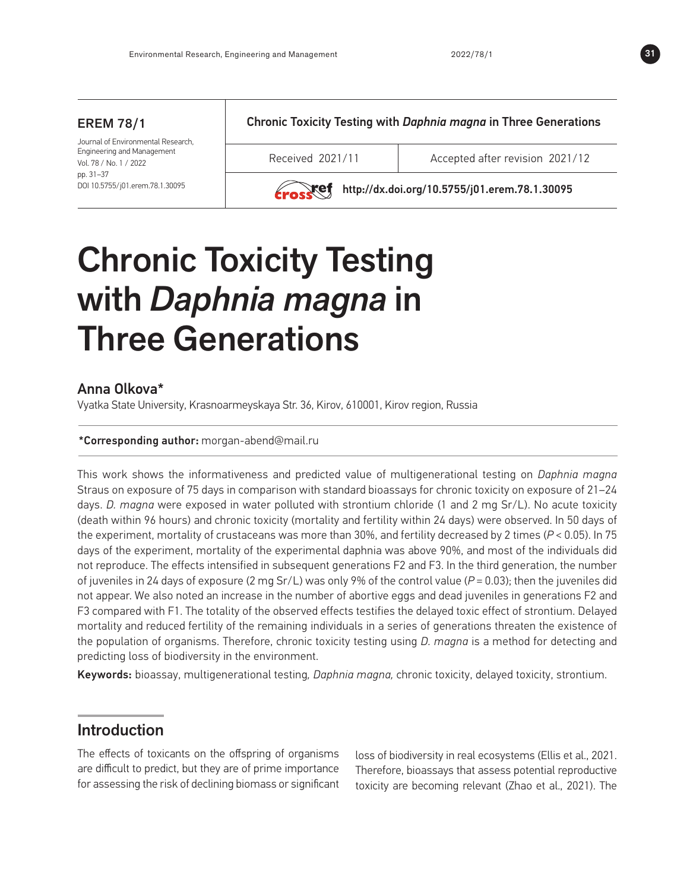**EREM 78/1**

Journal of Environmental Research, Engineering and Management
Vol. 78 / No. 1 / 2022
pp. 31–37
DOI 10.5755/j01.erem.78.1.30095

**Chronic Toxicity Testing with *Daphnia magna* in Three Generations**

Received 2021/11 | Accepted after revision 2021/12

**http://dx.doi.org/10.5755/j01.erem.78.1.30095**

# Chronic Toxicity Testing with *Daphnia magna* in Three Generations

## Anna Olkova*

Vyatka State University, Krasnoarmeyskaya Str. 36, Kirov, 610001, Kirov region, Russia

**\*Corresponding author:** morgan-abend@mail.ru

This work shows the informativeness and predicted value of multigenerational testing on *Daphnia magna* Straus on exposure of 75 days in comparison with standard bioassays for chronic toxicity on exposure of 21–24 days. *D. magna* were exposed in water polluted with strontium chloride (1 and 2 mg Sr/L). No acute toxicity (death within 96 hours) and chronic toxicity (mortality and fertility within 24 days) were observed. In 50 days of the experiment, mortality of crustaceans was more than 30%, and fertility decreased by 2 times ($P < 0.05$). In 75 days of the experiment, mortality of the experimental daphnia was above 90%, and most of the individuals did not reproduce. The effects intensified in subsequent generations F2 and F3. In the third generation, the number of juveniles in 24 days of exposure (2 mg Sr/L) was only 9% of the control value ($P = 0.03$); then the juveniles did not appear. We also noted an increase in the number of abortive eggs and dead juveniles in generations F2 and F3 compared with F1. The totality of the observed effects testifies the delayed toxic effect of strontium. Delayed mortality and reduced fertility of the remaining individuals in a series of generations threaten the existence of the population of organisms. Therefore, chronic toxicity testing using *D. magna* is a method for detecting and predicting loss of biodiversity in the environment.

**Keywords:** bioassay, multigenerational testing, *Daphnia magna,* chronic toxicity, delayed toxicity, strontium.

## Introduction

The effects of toxicants on the offspring of organisms are difficult to predict, but they are of prime importance for assessing the risk of declining biomass or significant loss of biodiversity in real ecosystems (Ellis et al., 2021. Therefore, bioassays that assess potential reproductive toxicity are becoming relevant (Zhao et al., 2021). The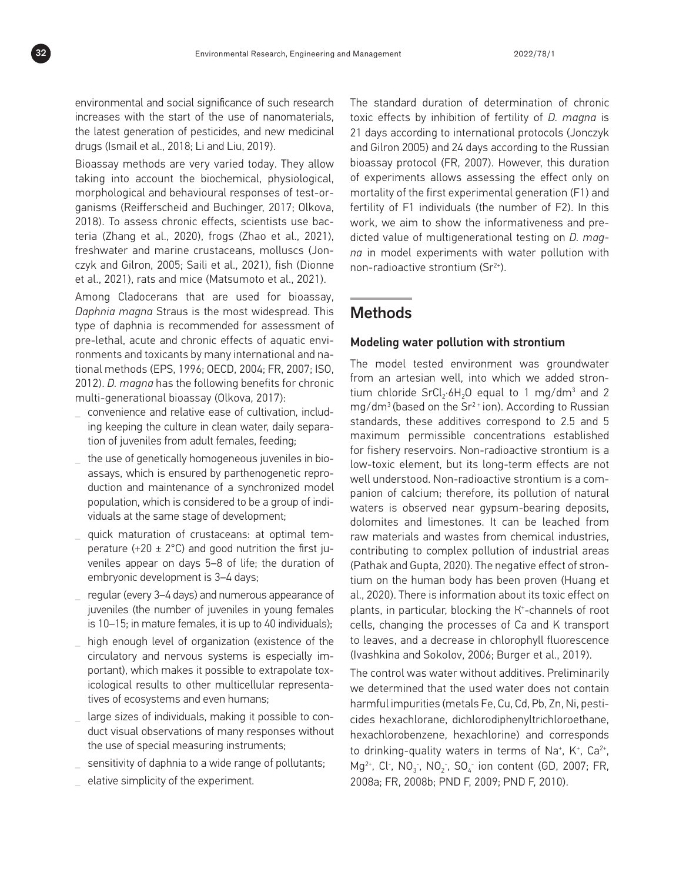environmental and social significance of such research increases with the start of the use of nanomaterials, the latest generation of pesticides, and new medicinal drugs (Ismail et al., 2018; Li and Liu, 2019).

Bioassay methods are very varied today. They allow taking into account the biochemical, physiological, morphological and behavioural responses of test-organisms (Reifferscheid and Buchinger, 2017; Olkova, 2018). To assess chronic effects, scientists use bacteria (Zhang et al., 2020), frogs (Zhao et al., 2021), freshwater and marine crustaceans, molluscs (Jonczyk and Gilron, 2005; Saili et al., 2021), fish (Dionne et al., 2021), rats and mice (Matsumoto et al., 2021).

Among Cladocerans that are used for bioassay, *Daphnia magna* Straus is the most widespread. This type of daphnia is recommended for assessment of pre-lethal, acute and chronic effects of aquatic environments and toxicants by many international and national methods (EPS, 1996; OECD, 2004; FR, 2007; ISO, 2012). *D. magna* has the following benefits for chronic multi-generational bioassay (Olkova, 2017):

- convenience and relative ease of cultivation, including keeping the culture in clean water, daily separation of juveniles from adult females, feeding;
- the use of genetically homogeneous juveniles in bioassays, which is ensured by parthenogenetic reproduction and maintenance of a synchronized model population, which is considered to be a group of individuals at the same stage of development;
- quick maturation of crustaceans: at optimal temperature (+20 ± 2°C) and good nutrition the first juveniles appear on days 5–8 of life; the duration of embryonic development is 3–4 days;
- regular (every 3–4 days) and numerous appearance of juveniles (the number of juveniles in young females is 10–15; in mature females, it is up to 40 individuals);
- high enough level of organization (existence of the circulatory and nervous systems is especially important), which makes it possible to extrapolate toxicological results to other multicellular representatives of ecosystems and even humans;
- large sizes of individuals, making it possible to conduct visual observations of many responses without the use of special measuring instruments;
- sensitivity of daphnia to a wide range of pollutants;
- elative simplicity of the experiment.

The standard duration of determination of chronic toxic effects by inhibition of fertility of *D. magna* is 21 days according to international protocols (Jonczyk and Gilron 2005) and 24 days according to the Russian bioassay protocol (FR, 2007). However, this duration of experiments allows assessing the effect only on mortality of the first experimental generation (F1) and fertility of F1 individuals (the number of F2). In this work, we aim to show the informativeness and predicted value of multigenerational testing on *D. magna* in model experiments with water pollution with non-radioactive strontium ($Sr^{2+}$).

## Methods

### Modeling water pollution with strontium

The model tested environment was groundwater from an artesian well, into which we added strontium chloride $SrCl_2{\cdot}6H_2O$ equal to 1 mg/dm$^3$ and 2 mg/dm$^3$ (based on the $Sr^{2+}$ ion). According to Russian standards, these additives correspond to 2.5 and 5 maximum permissible concentrations established for fishery reservoirs. Non-radioactive strontium is a low-toxic element, but its long-term effects are not well understood. Non-radioactive strontium is a companion of calcium; therefore, its pollution of natural waters is observed near gypsum-bearing deposits, dolomites and limestones. It can be leached from raw materials and wastes from chemical industries, contributing to complex pollution of industrial areas (Pathak and Gupta, 2020). The negative effect of strontium on the human body has been proven (Huang et al., 2020). There is information about its toxic effect on plants, in particular, blocking the $K^+$-channels of root cells, changing the processes of Ca and K transport to leaves, and a decrease in chlorophyll fluorescence (Ivashkina and Sokolov, 2006; Burger et al., 2019).

The control was water without additives. Preliminarily we determined that the used water does not contain harmful impurities (metals Fe, Cu, Cd, Pb, Zn, Ni, pesticides hexachlorane, dichlorodiphenyltrichloroethane, hexachlorobenzene, hexachlorine) and corresponds to drinking-quality waters in terms of $Na^+$, $K^+$, $Ca^{2+}$, $Mg^{2+}$, $Cl^-$, $NO_3^-$, $NO_2^-$, $SO_4^-$ ion content (GD, 2007; FR, 2008a; FR, 2008b; PND F, 2009; PND F, 2010).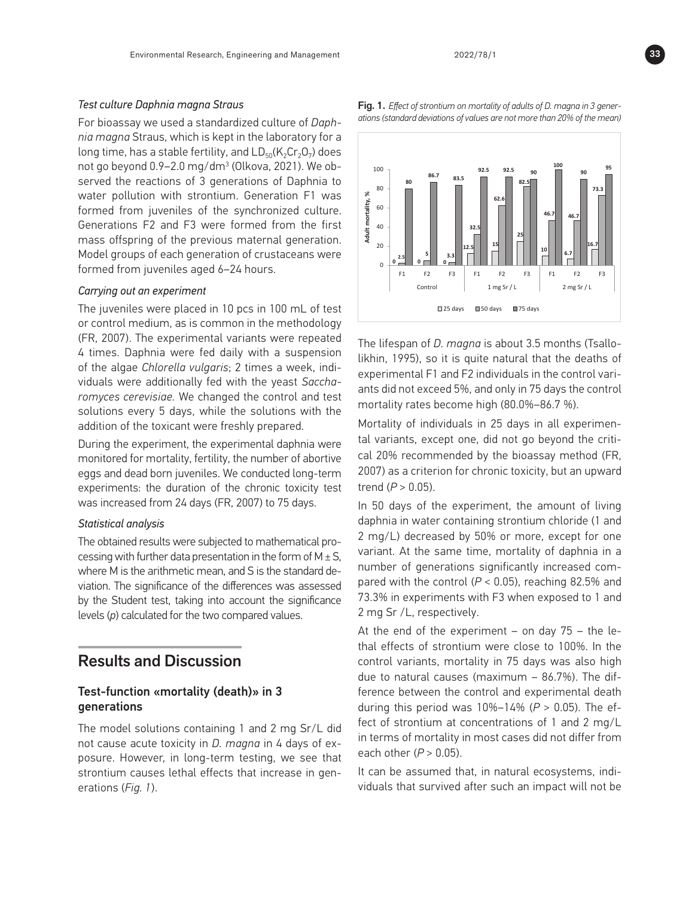*Test culture Daphnia magna Straus*

For bioassay we used a standardized culture of *Daphnia magna* Straus, which is kept in the laboratory for a long time, has a stable fertility, and $LD_{50}(K_2Cr_2O_7)$ does not go beyond 0.9–2.0 mg/dm$^3$ (Olkova, 2021). We observed the reactions of 3 generations of Daphnia to water pollution with strontium. Generation F1 was formed from juveniles of the synchronized culture. Generations F2 and F3 were formed from the first mass offspring of the previous maternal generation. Model groups of each generation of crustaceans were formed from juveniles aged 6–24 hours.

*Carrying out an experiment*

The juveniles were placed in 10 pcs in 100 mL of test or control medium, as is common in the methodology (FR, 2007). The experimental variants were repeated 4 times. Daphnia were fed daily with a suspension of the algae *Chlorella vulgaris*; 2 times a week, individuals were additionally fed with the yeast *Saccharomyces cerevisiae*. We changed the control and test solutions every 5 days, while the solutions with the addition of the toxicant were freshly prepared.

During the experiment, the experimental daphnia were monitored for mortality, fertility, the number of abortive eggs and dead born juveniles. We conducted long-term experiments: the duration of the chronic toxicity test was increased from 24 days (FR, 2007) to 75 days.

*Statistical analysis*

The obtained results were subjected to mathematical processing with further data presentation in the form of M ± S, where M is the arithmetic mean, and S is the standard deviation. The significance of the differences was assessed by the Student test, taking into account the significance levels (*p*) calculated for the two compared values.

## Results and Discussion

### Test-function «mortality (death)» in 3 generations

The model solutions containing 1 and 2 mg Sr/L did not cause acute toxicity in *D. magna* in 4 days of exposure. However, in long-term testing, we see that strontium causes lethal effects that increase in generations (*Fig. 1*).

**Fig. 1.** *Effect of strontium on mortality of adults of D. magna in 3 generations (standard deviations of values are not more than 20% of the mean)*

Adult mortality, %
100
80
60
40
20
0

0 2.5 80 | 0 5 86.7 | 0 3.3 83.5 | 12.5 32.5 92.5 | 15 62.6 92.5 | 25 82.5 90 | 10 46.7 100 | 6.7 46.7 90 | 16.7 73.3 95

F1 F2 F3 F1 F2 F3 F1 F2 F3
Control 1 mg Sr / L 2 mg Sr / L

25 days 50 days 75 days

The lifespan of *D. magna* is about 3.5 months (Tsallolikhin, 1995), so it is quite natural that the deaths of experimental F1 and F2 individuals in the control variants did not exceed 5%, and only in 75 days the control mortality rates become high (80.0%–86.7 %).

Mortality of individuals in 25 days in all experimental variants, except one, did not go beyond the critical 20% recommended by the bioassay method (FR, 2007) as a criterion for chronic toxicity, but an upward trend ($P > 0.05$).

In 50 days of the experiment, the amount of living daphnia in water containing strontium chloride (1 and 2 mg/L) decreased by 50% or more, except for one variant. At the same time, mortality of daphnia in a number of generations significantly increased compared with the control ($P < 0.05$), reaching 82.5% and 73.3% in experiments with F3 when exposed to 1 and 2 mg Sr /L, respectively.

At the end of the experiment – on day 75 – the lethal effects of strontium were close to 100%. In the control variants, mortality in 75 days was also high due to natural causes (maximum – 86.7%). The difference between the control and experimental death during this period was 10%–14% ($P > 0.05$). The effect of strontium at concentrations of 1 and 2 mg/L in terms of mortality in most cases did not differ from each other ($P > 0.05$).

It can be assumed that, in natural ecosystems, individuals that survived after such an impact will not be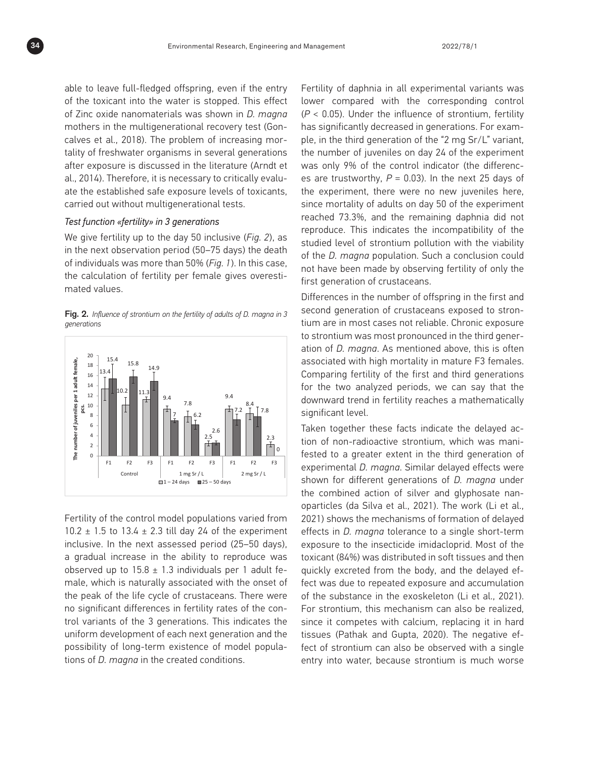able to leave full-fledged offspring, even if the entry of the toxicant into the water is stopped. This effect of Zinc oxide nanomaterials was shown in *D. magna* mothers in the multigenerational recovery test (Goncalves et al., 2018). The problem of increasing mortality of freshwater organisms in several generations after exposure is discussed in the literature (Arndt et al., 2014). Therefore, it is necessary to critically evaluate the established safe exposure levels of toxicants, carried out without multigenerational tests.

### *Test function «fertility» in 3 generations*

We give fertility up to the day 50 inclusive (*Fig. 2*), as in the next observation period (50–75 days) the death of individuals was more than 50% (*Fig. 1*). In this case, the calculation of fertility per female gives overestimated values.

**Fig. 2.** *Influence of strontium on the fertility of adults of D. magna in 3 generations*

The number of juveniles per 1 adult female, pcs.

20
18
16
14
12
10
8
6
4
2
0

13.4
15.4
10.2
15.8
11.3
14.9
9.4
7
7.8
6.2
2.5
2.6
9.4
7.2
8.4
7.8
2.3
0

F1 F2 F3 F1 F2 F3 F1 F2 F3

Control 1 mg Sr / L 2 mg Sr / L

1 – 24 days 25 – 50 days

Fertility of the control model populations varied from $10.2 \pm 1.5$ to $13.4 \pm 2.3$ till day 24 of the experiment inclusive. In the next assessed period (25–50 days), a gradual increase in the ability to reproduce was observed up to $15.8 \pm 1.3$ individuals per 1 adult female, which is naturally associated with the onset of the peak of the life cycle of crustaceans. There were no significant differences in fertility rates of the control variants of the 3 generations. This indicates the uniform development of each next generation and the possibility of long-term existence of model populations of *D. magna* in the created conditions.

Fertility of daphnia in all experimental variants was lower compared with the corresponding control ($P < 0.05$). Under the influence of strontium, fertility has significantly decreased in generations. For example, in the third generation of the "2 mg Sr/L" variant, the number of juveniles on day 24 of the experiment was only 9% of the control indicator (the differences are trustworthy, $P = 0.03$). In the next 25 days of the experiment, there were no new juveniles here, since mortality of adults on day 50 of the experiment reached 73.3%, and the remaining daphnia did not reproduce. This indicates the incompatibility of the studied level of strontium pollution with the viability of the *D. magna* population. Such a conclusion could not have been made by observing fertility of only the first generation of crustaceans.

Differences in the number of offspring in the first and second generation of crustaceans exposed to strontium are in most cases not reliable. Chronic exposure to strontium was most pronounced in the third generation of *D. magna*. As mentioned above, this is often associated with high mortality in mature F3 females. Comparing fertility of the first and third generations for the two analyzed periods, we can say that the downward trend in fertility reaches a mathematically significant level.

Taken together these facts indicate the delayed action of non-radioactive strontium, which was manifested to a greater extent in the third generation of experimental *D. magna*. Similar delayed effects were shown for different generations of *D. magna* under the combined action of silver and glyphosate nanoparticles (da Silva et al., 2021). The work (Li et al., 2021) shows the mechanisms of formation of delayed effects in *D. magna* tolerance to a single short-term exposure to the insecticide imidacloprid. Most of the toxicant (84%) was distributed in soft tissues and then quickly excreted from the body, and the delayed effect was due to repeated exposure and accumulation of the substance in the exoskeleton (Li et al., 2021). For strontium, this mechanism can also be realized, since it competes with calcium, replacing it in hard tissues (Pathak and Gupta, 2020). The negative effect of strontium can also be observed with a single entry into water, because strontium is much worse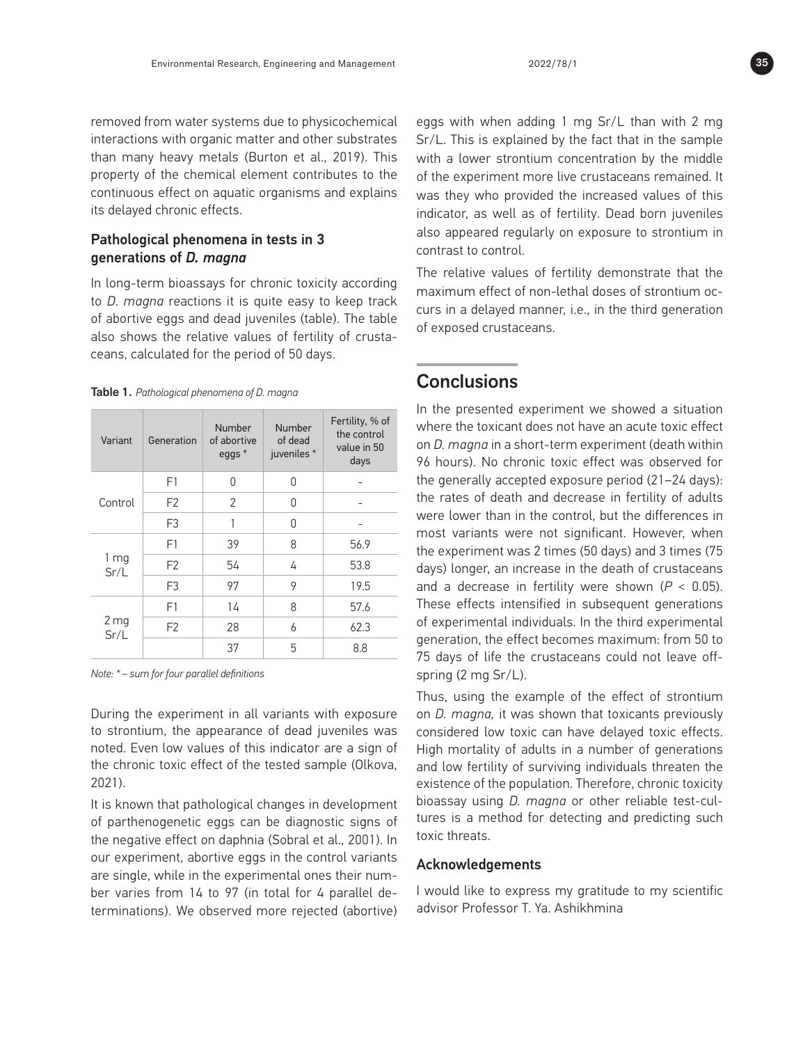removed from water systems due to physicochemical interactions with organic matter and other substrates than many heavy metals (Burton et al., 2019). This property of the chemical element contributes to the continuous effect on aquatic organisms and explains its delayed chronic effects.

### Pathological phenomena in tests in 3 generations of *D. magna*

In long-term bioassays for chronic toxicity according to *D. magna* reactions it is quite easy to keep track of abortive eggs and dead juveniles (table). The table also shows the relative values of fertility of crustaceans, calculated for the period of 50 days.

**Table 1.** *Pathological phenomena of D. magna*

| Variant | Generation | Number of abortive eggs * | Number of dead juveniles * | Fertility, % of the control value in 50 days |
|---|---|---|---|---|
| Control | F1 | 0 | 0 | - |
| | F2 | 2 | 0 | - |
| | F3 | 1 | 0 | - |
| 1 mg Sr/L | F1 | 39 | 8 | 56.9 |
| | F2 | 54 | 4 | 53.8 |
| | F3 | 97 | 9 | 19.5 |
| 2 mg Sr/L | F1 | 14 | 8 | 57.6 |
| | F2 | 28 | 6 | 62.3 |
| | | 37 | 5 | 8.8 |

*Note: * – sum for four parallel definitions*

During the experiment in all variants with exposure to strontium, the appearance of dead juveniles was noted. Even low values of this indicator are a sign of the chronic toxic effect of the tested sample (Olkova, 2021).

It is known that pathological changes in development of parthenogenetic eggs can be diagnostic signs of the negative effect on daphnia (Sobral et al., 2001). In our experiment, abortive eggs in the control variants are single, while in the experimental ones their number varies from 14 to 97 (in total for 4 parallel determinations). We observed more rejected (abortive) eggs with when adding 1 mg Sr/L than with 2 mg Sr/L. This is explained by the fact that in the sample with a lower strontium concentration by the middle of the experiment more live crustaceans remained. It was they who provided the increased values of this indicator, as well as of fertility. Dead born juveniles also appeared regularly on exposure to strontium in contrast to control.

The relative values of fertility demonstrate that the maximum effect of non-lethal doses of strontium occurs in a delayed manner, i.e., in the third generation of exposed crustaceans.

## Conclusions

In the presented experiment we showed a situation where the toxicant does not have an acute toxic effect on *D. magna* in a short-term experiment (death within 96 hours). No chronic toxic effect was observed for the generally accepted exposure period (21–24 days): the rates of death and decrease in fertility of adults were lower than in the control, but the differences in most variants were not significant. However, when the experiment was 2 times (50 days) and 3 times (75 days) longer, an increase in the death of crustaceans and a decrease in fertility were shown ($P < 0.05$). These effects intensified in subsequent generations of experimental individuals. In the third experimental generation, the effect becomes maximum: from 50 to 75 days of life the crustaceans could not leave offspring (2 mg Sr/L).

Thus, using the example of the effect of strontium on *D. magna,* it was shown that toxicants previously considered low toxic can have delayed toxic effects. High mortality of adults in a number of generations and low fertility of surviving individuals threaten the existence of the population. Therefore, chronic toxicity bioassay using *D. magna* or other reliable test-cultures is a method for detecting and predicting such toxic threats.

### Acknowledgements

I would like to express my gratitude to my scientific advisor Professor T. Ya. Ashikhmina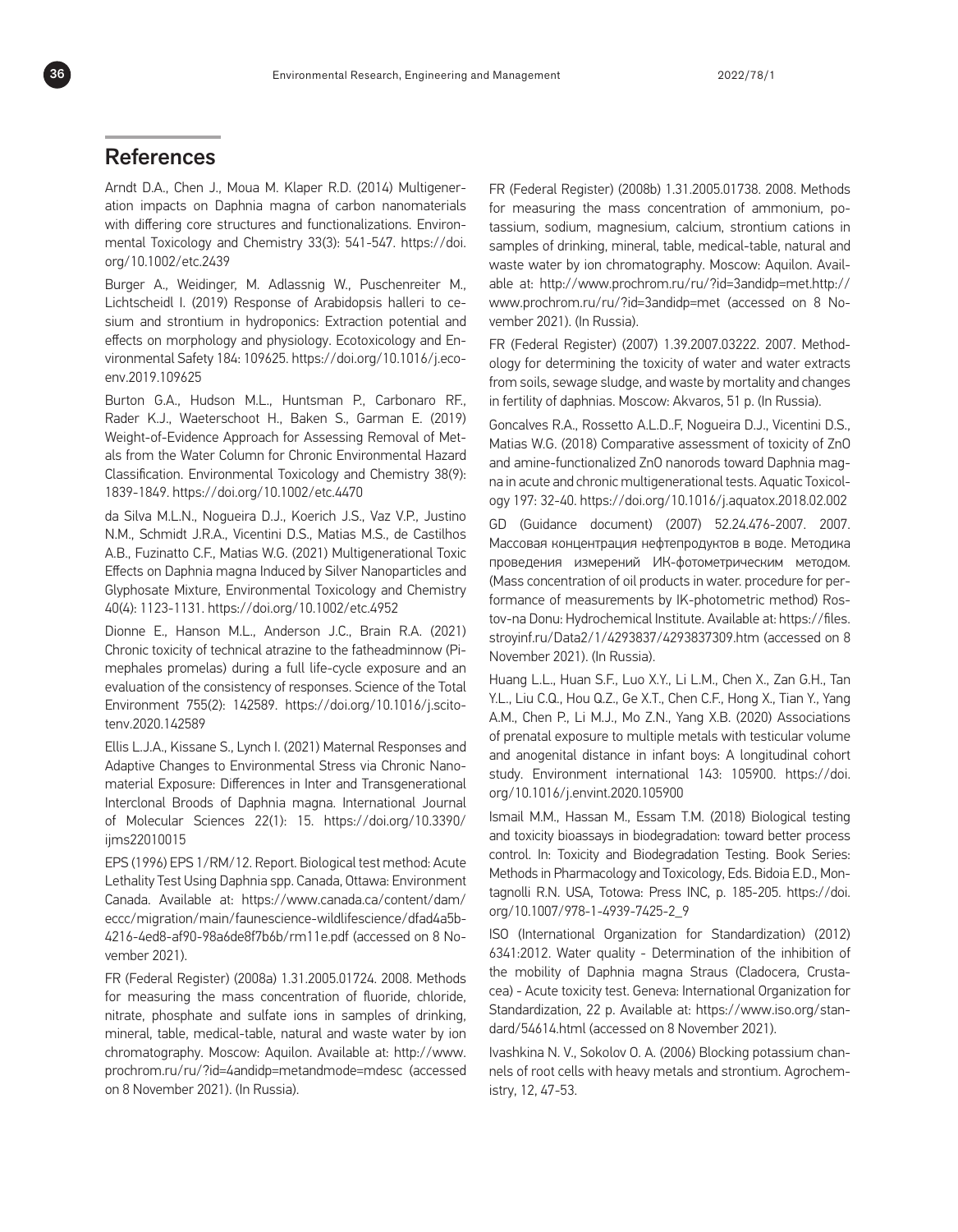## References

Arndt D.A., Chen J., Moua M. Klaper R.D. (2014) Multigeneration impacts on Daphnia magna of carbon nanomaterials with differing core structures and functionalizations. Environmental Toxicology and Chemistry 33(3): 541-547. https://doi.org/10.1002/etc.2439

Burger A., Weidinger, M. Adlassnig W., Puschenreiter M., Lichtscheidl I. (2019) Response of Arabidopsis halleri to cesium and strontium in hydroponics: Extraction potential and effects on morphology and physiology. Ecotoxicology and Environmental Safety 184: 109625. https://doi.org/10.1016/j.ecoenv.2019.109625

Burton G.A., Hudson M.L., Huntsman P., Carbonaro RF., Rader K.J., Waeterschoot H., Baken S., Garman E. (2019) Weight-of-Evidence Approach for Assessing Removal of Metals from the Water Column for Chronic Environmental Hazard Classification. Environmental Toxicology and Chemistry 38(9): 1839-1849. https://doi.org/10.1002/etc.4470

da Silva M.L.N., Nogueira D.J., Koerich J.S., Vaz V.P., Justino N.M., Schmidt J.R.A., Vicentini D.S., Matias M.S., de Castilhos A.B., Fuzinatto C.F., Matias W.G. (2021) Multigenerational Toxic Effects on Daphnia magna Induced by Silver Nanoparticles and Glyphosate Mixture, Environmental Toxicology and Chemistry 40(4): 1123-1131. https://doi.org/10.1002/etc.4952

Dionne E., Hanson M.L., Anderson J.C., Brain R.A. (2021) Chronic toxicity of technical atrazine to the fatheadminnow (Pimephales promelas) during a full life-cycle exposure and an evaluation of the consistency of responses. Science of the Total Environment 755(2): 142589. https://doi.org/10.1016/j.scitotenv.2020.142589

Ellis L.J.A., Kissane S., Lynch I. (2021) Maternal Responses and Adaptive Changes to Environmental Stress via Chronic Nanomaterial Exposure: Differences in Inter and Transgenerational Interclonal Broods of Daphnia magna. International Journal of Molecular Sciences 22(1): 15. https://doi.org/10.3390/ijms22010015

EPS (1996) EPS 1/RM/12. Report. Biological test method: Acute Lethality Test Using Daphnia spp. Canada, Ottawa: Environment Canada. Available at: https://www.canada.ca/content/dam/eccc/migration/main/faunescience-wildlifescience/dfad4a5b-4216-4ed8-af90-98a6de8f7b6b/rm11e.pdf (accessed on 8 November 2021).

FR (Federal Register) (2008a) 1.31.2005.01724. 2008. Methods for measuring the mass concentration of fluoride, chloride, nitrate, phosphate and sulfate ions in samples of drinking, mineral, table, medical-table, natural and waste water by ion chromatography. Moscow: Aquilon. Available at: http://www.prochrom.ru/ru/?id=4andidp=metandmode=mdesc (accessed on 8 November 2021). (In Russia).

FR (Federal Register) (2008b) 1.31.2005.01738. 2008. Methods for measuring the mass concentration of ammonium, potassium, sodium, magnesium, calcium, strontium cations in samples of drinking, mineral, table, medical-table, natural and waste water by ion chromatography. Moscow: Aquilon. Available at: http://www.prochrom.ru/ru/?id=3andidp=met.http://www.prochrom.ru/ru/?id=3andidp=met (accessed on 8 November 2021). (In Russia).

FR (Federal Register) (2007) 1.39.2007.03222. 2007. Methodology for determining the toxicity of water and water extracts from soils, sewage sludge, and waste by mortality and changes in fertility of daphnias. Moscow: Akvaros, 51 p. (In Russia).

Goncalves R.A., Rossetto A.L.D..F, Nogueira D.J., Vicentini D.S., Matias W.G. (2018) Comparative assessment of toxicity of ZnO and amine-functionalized ZnO nanorods toward Daphnia magna in acute and chronic multigenerational tests. Aquatic Toxicology 197: 32-40. https://doi.org/10.1016/j.aquatox.2018.02.002

GD (Guidance document) (2007) 52.24.476-2007. 2007. Массовая концентрация нефтепродуктов в воде. Методика проведения измерений ИК-фотометрическим методом. (Mass concentration of oil products in water. procedure for performance of measurements by IK-photometric method) Rostov-na Donu: Hydrochemical Institute. Available at: https://files.stroyinf.ru/Data2/1/4293837/4293837309.htm (accessed on 8 November 2021). (In Russia).

Huang L.L., Huan S.F., Luo X.Y., Li L.M., Chen X., Zan G.H., Tan Y.L., Liu C.Q., Hou Q.Z., Ge X.T., Chen C.F., Hong X., Tian Y., Yang A.M., Chen P., Li M.J., Mo Z.N., Yang X.B. (2020) Associations of prenatal exposure to multiple metals with testicular volume and anogenital distance in infant boys: A longitudinal cohort study. Environment international 143: 105900. https://doi.org/10.1016/j.envint.2020.105900

Ismail M.M., Hassan M., Essam T.M. (2018) Biological testing and toxicity bioassays in biodegradation: toward better process control. In: Toxicity and Biodegradation Testing. Book Series: Methods in Pharmacology and Toxicology, Eds. Bidoia E.D., Montagnolli R.N. USA, Totowa: Press INC, p. 185-205. https://doi.org/10.1007/978-1-4939-7425-2_9

ISO (International Organization for Standardization) (2012) 6341:2012. Water quality - Determination of the inhibition of the mobility of Daphnia magna Straus (Cladocera, Crustacea) - Acute toxicity test. Geneva: International Organization for Standardization, 22 p. Available at: https://www.iso.org/standard/54614.html (accessed on 8 November 2021).

Ivashkina N. V., Sokolov O. A. (2006) Blocking potassium channels of root cells with heavy metals and strontium. Agrochemistry, 12, 47-53.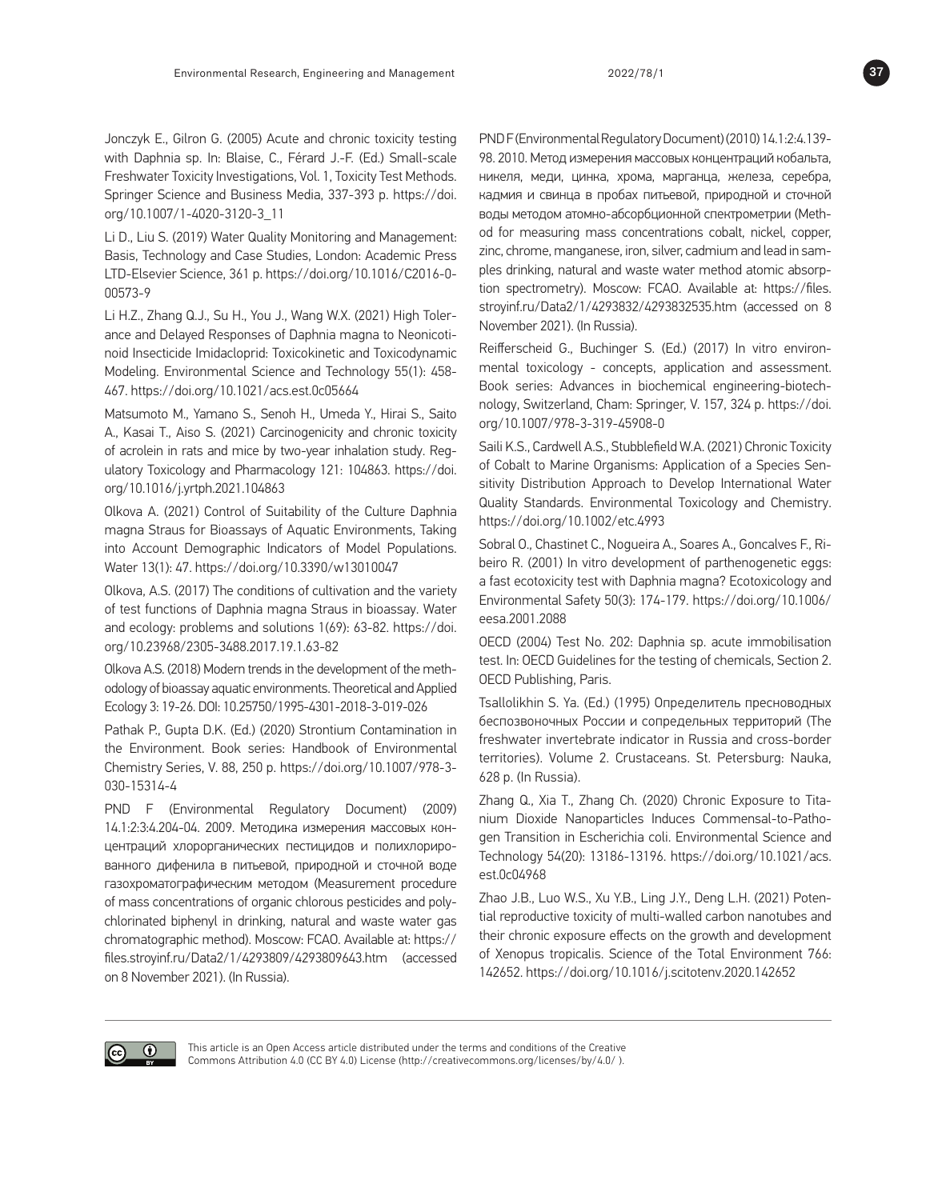Jonczyk E., Gilron G. (2005) Acute and chronic toxicity testing with Daphnia sp. In: Blaise, C., Férard J.-F. (Ed.) Small-scale Freshwater Toxicity Investigations, Vol. 1, Toxicity Test Methods. Springer Science and Business Media, 337-393 p. https://doi.org/10.1007/1-4020-3120-3_11

Li D., Liu S. (2019) Water Quality Monitoring and Management: Basis, Technology and Case Studies, London: Academic Press LTD-Elsevier Science, 361 p. https://doi.org/10.1016/C2016-0-00573-9

Li H.Z., Zhang Q.J., Su H., You J., Wang W.X. (2021) High Tolerance and Delayed Responses of Daphnia magna to Neonicotinoid Insecticide Imidacloprid: Toxicokinetic and Toxicodynamic Modeling. Environmental Science and Technology 55(1): 458-467. https://doi.org/10.1021/acs.est.0c05664

Matsumoto M., Yamano S., Senoh H., Umeda Y., Hirai S., Saito A., Kasai T., Aiso S. (2021) Carcinogenicity and chronic toxicity of acrolein in rats and mice by two-year inhalation study. Regulatory Toxicology and Pharmacology 121: 104863. https://doi.org/10.1016/j.yrtph.2021.104863

Olkova A. (2021) Control of Suitability of the Culture Daphnia magna Straus for Bioassays of Aquatic Environments, Taking into Account Demographic Indicators of Model Populations. Water 13(1): 47. https://doi.org/10.3390/w13010047

Olkova, A.S. (2017) The conditions of cultivation and the variety of test functions of Daphnia magna Straus in bioassay. Water and ecology: problems and solutions 1(69): 63-82. https://doi.org/10.23968/2305-3488.2017.19.1.63-82

Olkova A.S. (2018) Modern trends in the development of the methodology of bioassay aquatic environments. Theoretical and Applied Ecology 3: 19-26. DOI: 10.25750/1995-4301-2018-3-019-026

Pathak P., Gupta D.K. (Ed.) (2020) Strontium Contamination in the Environment. Book series: Handbook of Environmental Chemistry Series, V. 88, 250 p. https://doi.org/10.1007/978-3-030-15314-4

PND F (Environmental Regulatory Document) (2009) 14.1:2:3:4.204-04. 2009. Методика измерения массовых концентраций хлорорганических пестицидов и полихлорированного дифенила в питьевой, природной и сточной воде газохроматографическим методом (Measurement procedure of mass concentrations of organic chlorous pesticides and polychlorinated biphenyl in drinking, natural and waste water gas chromatographic method). Moscow: FCAO. Available at: https://files.stroyinf.ru/Data2/1/4293809/4293809643.htm (accessed on 8 November 2021). (In Russia).

PND F (Environmental Regulatory Document) (2010) 14.1:2:4.139-98. 2010. Метод измерения массовых концентраций кобальта, никеля, меди, цинка, хрома, марганца, железа, серебра, кадмия и свинца в пробах питьевой, природной и сточной воды методом атомно-абсорбционной спектрометрии (Method for measuring mass concentrations cobalt, nickel, copper, zinc, chrome, manganese, iron, silver, cadmium and lead in samples drinking, natural and waste water method atomic absorption spectrometry). Moscow: FCAO. Available at: https://files.stroyinf.ru/Data2/1/4293832/4293832535.htm (accessed on 8 November 2021). (In Russia).

Reifferscheid G., Buchinger S. (Ed.) (2017) In vitro environmental toxicology - concepts, application and assessment. Book series: Advances in biochemical engineering-biotechnology, Switzerland, Cham: Springer, V. 157, 324 p. https://doi.org/10.1007/978-3-319-45908-0

Saili K.S., Cardwell A.S., Stubblefield W.A. (2021) Chronic Toxicity of Cobalt to Marine Organisms: Application of a Species Sensitivity Distribution Approach to Develop International Water Quality Standards. Environmental Toxicology and Chemistry. https://doi.org/10.1002/etc.4993

Sobral O., Chastinet C., Nogueira A., Soares A., Goncalves F., Ribeiro R. (2001) In vitro development of parthenogenetic eggs: a fast ecotoxicity test with Daphnia magna? Ecotoxicology and Environmental Safety 50(3): 174-179. https://doi.org/10.1006/eesa.2001.2088

OECD (2004) Test No. 202: Daphnia sp. acute immobilisation test. In: OECD Guidelines for the testing of chemicals, Section 2. OECD Publishing, Paris.

Tsallolikhin S. Ya. (Ed.) (1995) Определитель пресноводных беспозвоночных России и сопредельных территорий (The freshwater invertebrate indicator in Russia and cross-border territories). Volume 2. Crustaceans. St. Petersburg: Nauka, 628 p. (In Russia).

Zhang Q., Xia T., Zhang Ch. (2020) Chronic Exposure to Titanium Dioxide Nanoparticles Induces Commensal-to-Pathogen Transition in Escherichia coli. Environmental Science and Technology 54(20): 13186-13196. https://doi.org/10.1021/acs.est.0c04968

Zhao J.B., Luo W.S., Xu Y.B., Ling J.Y., Deng L.H. (2021) Potential reproductive toxicity of multi-walled carbon nanotubes and their chronic exposure effects on the growth and development of Xenopus tropicalis. Science of the Total Environment 766: 142652. https://doi.org/10.1016/j.scitotenv.2020.142652

This article is an Open Access article distributed under the terms and conditions of the Creative Commons Attribution 4.0 (CC BY 4.0) License (http://creativecommons.org/licenses/by/4.0/ ).